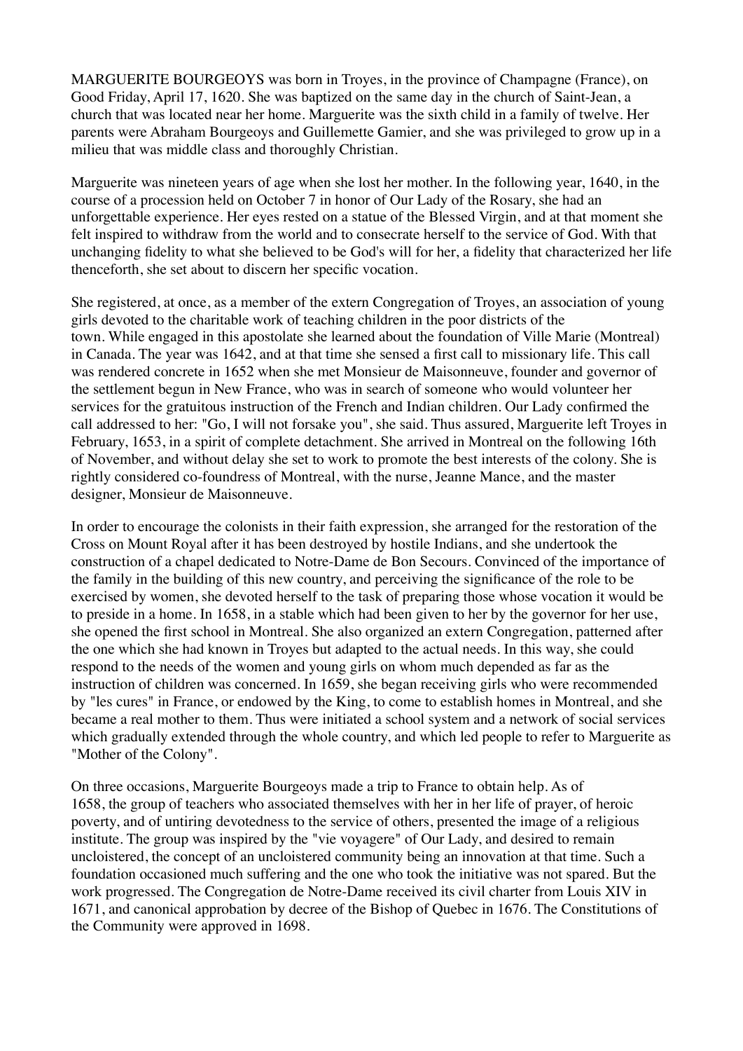MARGUERITE BOURGEOYS was born in Troyes, in the province of Champagne (France), on Good Friday, April 17, 1620. She was baptized on the same day in the church of Saint-Jean, a church that was located near her home. Marguerite was the sixth child in a family of twelve. Her parents were Abraham Bourgeoys and Guillemette Gamier, and she was privileged to grow up in a milieu that was middle class and thoroughly Christian.

Marguerite was nineteen years of age when she lost her mother. In the following year, 1640, in the course of a procession held on October 7 in honor of Our Lady of the Rosary, she had an unforgettable experience. Her eyes rested on a statue of the Blessed Virgin, and at that moment she felt inspired to withdraw from the world and to consecrate herself to the service of God. With that unchanging fidelity to what she believed to be God's will for her, a fidelity that characterized her life thenceforth, she set about to discern her specific vocation.

She registered, at once, as a member of the extern Congregation of Troyes, an association of young girls devoted to the charitable work of teaching children in the poor districts of the town. While engaged in this apostolate she learned about the foundation of Ville Marie (Montreal) in Canada. The year was 1642, and at that time she sensed a first call to missionary life. This call was rendered concrete in 1652 when she met Monsieur de Maisonneuve, founder and governor of the settlement begun in New France, who was in search of someone who would volunteer her services for the gratuitous instruction of the French and Indian children. Our Lady confirmed the call addressed to her: "Go, I will not forsake you", she said. Thus assured, Marguerite left Troyes in February, 1653, in a spirit of complete detachment. She arrived in Montreal on the following 16th of November, and without delay she set to work to promote the best interests of the colony. She is rightly considered co-foundress of Montreal, with the nurse, Jeanne Mance, and the master designer, Monsieur de Maisonneuve.

In order to encourage the colonists in their faith expression, she arranged for the restoration of the Cross on Mount Royal after it has been destroyed by hostile Indians, and she undertook the construction of a chapel dedicated to Notre-Dame de Bon Secours. Convinced of the importance of the family in the building of this new country, and perceiving the significance of the role to be exercised by women, she devoted herself to the task of preparing those whose vocation it would be to preside in a home. In 1658, in a stable which had been given to her by the governor for her use, she opened the first school in Montreal. She also organized an extern Congregation, patterned after the one which she had known in Troyes but adapted to the actual needs. In this way, she could respond to the needs of the women and young girls on whom much depended as far as the instruction of children was concerned. In 1659, she began receiving girls who were recommended by "les cures" in France, or endowed by the King, to come to establish homes in Montreal, and she became a real mother to them. Thus were initiated a school system and a network of social services which gradually extended through the whole country, and which led people to refer to Marguerite as "Mother of the Colony".

On three occasions, Marguerite Bourgeoys made a trip to France to obtain help. As of 1658, the group of teachers who associated themselves with her in her life of prayer, of heroic poverty, and of untiring devotedness to the service of others, presented the image of a religious institute. The group was inspired by the "vie voyagere" of Our Lady, and desired to remain uncloistered, the concept of an uncloistered community being an innovation at that time. Such a foundation occasioned much suffering and the one who took the initiative was not spared. But the work progressed. The Congregation de Notre-Dame received its civil charter from Louis XIV in 1671, and canonical approbation by decree of the Bishop of Quebec in 1676. The Constitutions of the Community were approved in 1698.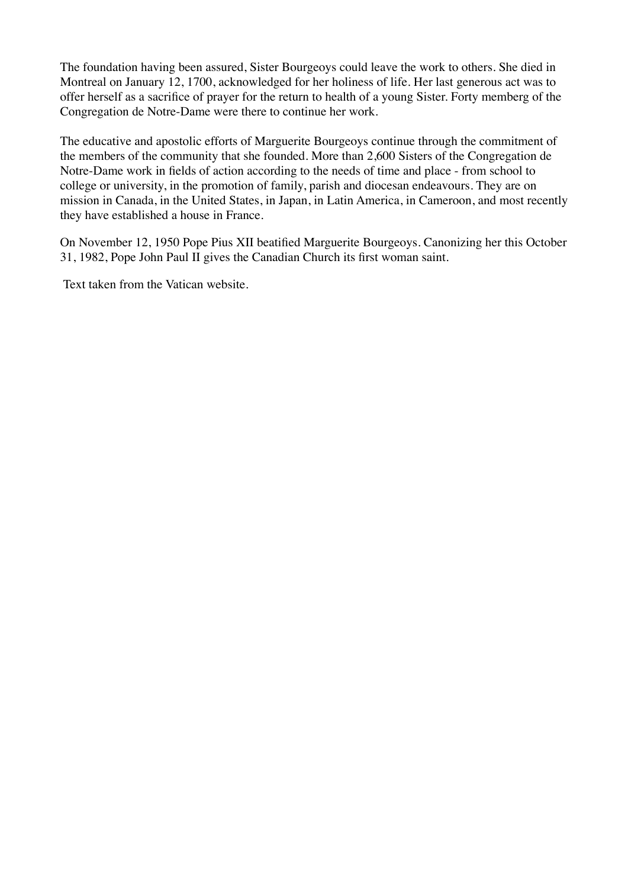The foundation having been assured, Sister Bourgeoys could leave the work to others. She died in Montreal on January 12, 1700, acknowledged for her holiness of life. Her last generous act was to offer herself as a sacrifice of prayer for the return to health of a young Sister. Forty memberg of the Congregation de Notre-Dame were there to continue her work.

The educative and apostolic efforts of Marguerite Bourgeoys continue through the commitment of the members of the community that she founded. More than 2,600 Sisters of the Congregation de Notre-Dame work in fields of action according to the needs of time and place - from school to college or university, in the promotion of family, parish and diocesan endeavours. They are on mission in Canada, in the United States, in Japan, in Latin America, in Cameroon, and most recently they have established a house in France.

On November 12, 1950 Pope Pius XII beatified Marguerite Bourgeoys. Canonizing her this October 31, 1982, Pope John Paul II gives the Canadian Church its first woman saint.

Text taken from the Vatican website.